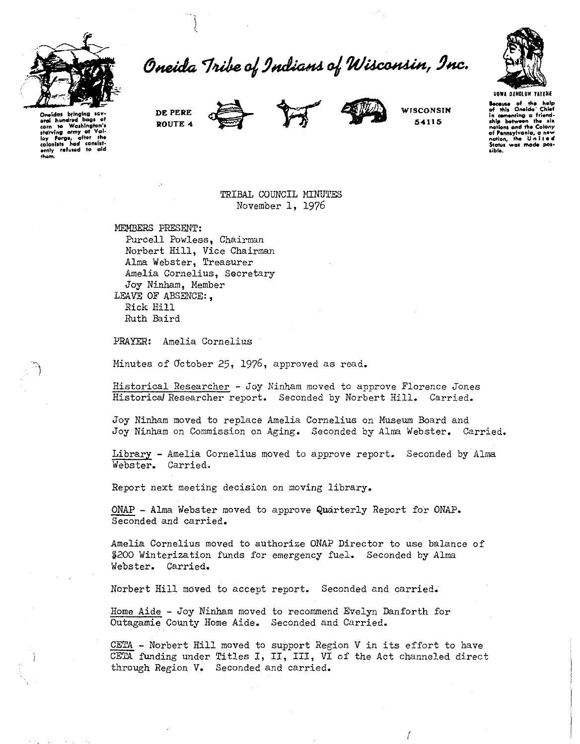# Oneida Tribe of Indians of Wisconsin, Inc.

Oneidas bringing several hundred bags of corn to Washington's starving army at Valley Forge, after the colonists had consistently refused to aid them.

DE PERE ROUTE 4 — WISCONSIN 54115

UGWA DEHOLUN YATEHE

Because of the help of this Oneida Chief in cementing a friendship between the six nations and the Colony of Pennsylvania, a new nation, the United States was made possible.

## TRIBAL COUNCIL MINUTES
November 1, 1976

MEMBERS PRESENT:
- Purcell Powless, Chairman
- Norbert Hill, Vice Chairman
- Alma Webster, Treasurer
- Amelia Cornelius, Secretary
- Joy Ninham, Member

LEAVE OF ABSENCE:,
- Rick Hill
- Ruth Baird

PRAYER: Amelia Cornelius

Minutes of October 25, 1976, approved as read.

Historical Researcher - Joy Ninham moved to approve Florence Jones Historical Researcher report. Seconded by Norbert Hill. Carried.

Joy Ninham moved to replace Amelia Cornelius on Museum Board and Joy Ninham on Commission on Aging. Seconded by Alma Webster. Carried.

Library - Amelia Cornelius moved to approve report. Seconded by Alma Webster. Carried.

Report next meeting decision on moving library.

ONAP - Alma Webster moved to approve Quarterly Report for ONAP. Seconded and carried.

Amelia Cornelius moved to authorize ONAP Director to use balance of $200 Winterization funds for emergency fuel. Seconded by Alma Webster. Carried.

Norbert Hill moved to accept report. Seconded and carried.

Home Aide - Joy Ninham moved to recommend Evelyn Danforth for Outagamie County Home Aide. Seconded and Carried.

CETA - Norbert Hill moved to support Region V in its effort to have CETA funding under Titles I, II, III, VI of the Act channeled direct through Region V. Seconded and carried.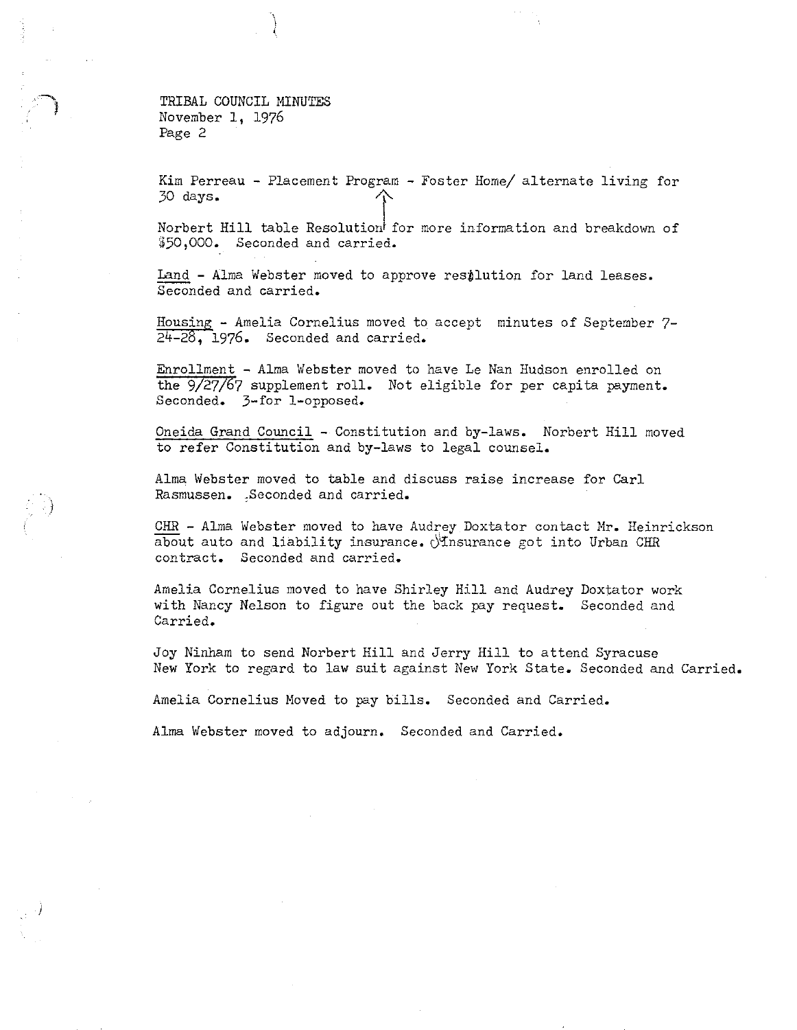TRIBAL COUNCIL MINUTES
November 1, 1976
Page 2

Kim Perreau - Placement Program - Foster Home/ alternate living for 30 days.

Norbert Hill table Resolution for more information and breakdown of $50,000. Seconded and carried.

Land - Alma Webster moved to approve resolution for land leases. Seconded and carried.

Housing - Amelia Cornelius moved to accept minutes of September 7-24-28, 1976. Seconded and carried.

Enrollment - Alma Webster moved to have Le Nan Hudson enrolled on the 9/27/67 supplement roll. Not eligible for per capita payment. Seconded. 3-for 1-opposed.

Oneida Grand Council - Constitution and by-laws. Norbert Hill moved to refer Constitution and by-laws to legal counsel.

Alma Webster moved to table and discuss raise increase for Carl Rasmussen. Seconded and carried.

CHR - Alma Webster moved to have Audrey Doxtator contact Mr. Heinrickson about auto and liability insurance. Insurance got into Urban CHR contract. Seconded and carried.

Amelia Cornelius moved to have Shirley Hill and Audrey Doxtator work with Nancy Nelson to figure out the back pay request. Seconded and Carried.

Joy Ninham to send Norbert Hill and Jerry Hill to attend Syracuse New York to regard to law suit against New York State. Seconded and Carried.

Amelia Cornelius Moved to pay bills. Seconded and Carried.

Alma Webster moved to adjourn. Seconded and Carried.